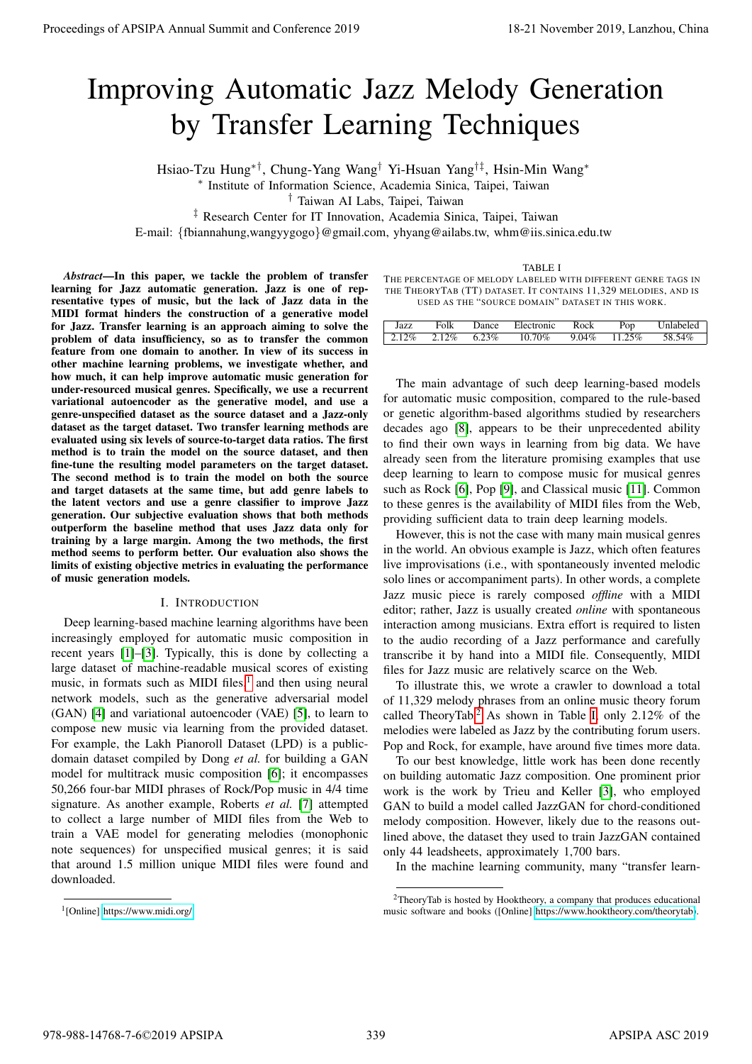# Improving Automatic Jazz Melody Generation by Transfer Learning Techniques

Hsiao-Tzu Hung[∗†], Chung-Yang Wang[†] Yi-Hsuan Yang[†‡], Hsin-Min Wang[∗]

[∗] Institute of Information Science, Academia Sinica, Taipei, Taiwan

[†] Taiwan AI Labs, Taipei, Taiwan

[‡] Research Center for IT Innovation, Academia Sinica, Taipei, Taiwan

E-mail: {fbiannahung,wangyygogo}@gmail.com, yhyang@ailabs.tw, whm@iis.sinica.edu.tw

***Abstract*—In this paper, we tackle the problem of transfer learning for Jazz automatic generation. Jazz is one of representative types of music, but the lack of Jazz data in the MIDI format hinders the construction of a generative model for Jazz. Transfer learning is an approach aiming to solve the problem of data insufficiency, so as to transfer the common feature from one domain to another. In view of its success in other machine learning problems, we investigate whether, and how much, it can help improve automatic music generation for under-resourced musical genres. Specifically, we use a recurrent variational autoencoder as the generative model, and use a genre-unspecified dataset as the source dataset and a Jazz-only dataset as the target dataset. Two transfer learning methods are evaluated using six levels of source-to-target data ratios. The first method is to train the model on the source dataset, and then fine-tune the resulting model parameters on the target dataset. The second method is to train the model on both the source and target datasets at the same time, but add genre labels to the latent vectors and use a genre classifier to improve Jazz generation. Our subjective evaluation shows that both methods outperform the baseline method that uses Jazz data only for training by a large margin. Among the two methods, the first method seems to perform better. Our evaluation also shows the limits of existing objective metrics in evaluating the performance of music generation models.**

## I. Introduction

Deep learning-based machine learning algorithms have been increasingly employed for automatic music composition in recent years [1]–[3]. Typically, this is done by collecting a large dataset of machine-readable musical scores of existing music, in formats such as MIDI files,[1] and then using neural network models, such as the generative adversarial model (GAN) [4] and variational autoencoder (VAE) [5], to learn to compose new music via learning from the provided dataset. For example, the Lakh Pianoroll Dataset (LPD) is a public-domain dataset compiled by Dong *et al.* for building a GAN model for multitrack music composition [6]; it encompasses 50,266 four-bar MIDI phrases of Rock/Pop music in 4/4 time signature. As another example, Roberts *et al.* [7] attempted to collect a large number of MIDI files from the Web to train a VAE model for generating melodies (monophonic note sequences) for unspecified musical genres; it is said that around 1.5 million unique MIDI files were found and downloaded.

[1][Online] https://www.midi.org/

TABLE I

The percentage of melody labeled with different genre tags in the TheoryTab (TT) dataset. It contains 11,329 melodies, and is used as the "source domain" dataset in this work.

| Jazz | Folk | Dance | Electronic | Rock | Pop | Unlabeled |
|---|---|---|---|---|---|---|
| 2.12% | 2.12% | 6.23% | 10.70% | 9.04% | 11.25% | 58.54% |

The main advantage of such deep learning-based models for automatic music composition, compared to the rule-based or genetic algorithm-based algorithms studied by researchers decades ago [8], appears to be their unprecedented ability to find their own ways in learning from big data. We have already seen from the literature promising examples that use deep learning to learn to compose music for musical genres such as Rock [6], Pop [9], and Classical music [11]. Common to these genres is the availability of MIDI files from the Web, providing sufficient data to train deep learning models.

However, this is not the case with many main musical genres in the world. An obvious example is Jazz, which often features live improvisations (i.e., with spontaneously invented melodic solo lines or accompaniment parts). In other words, a complete Jazz music piece is rarely composed *offline* with a MIDI editor; rather, Jazz is usually created *online* with spontaneous interaction among musicians. Extra effort is required to listen to the audio recording of a Jazz performance and carefully transcribe it by hand into a MIDI file. Consequently, MIDI files for Jazz music are relatively scarce on the Web.

To illustrate this, we wrote a crawler to download a total of 11,329 melody phrases from an online music theory forum called TheoryTab.[2] As shown in Table I, only 2.12% of the melodies were labeled as Jazz by the contributing forum users. Pop and Rock, for example, have around five times more data.

To our best knowledge, little work has been done recently on building automatic Jazz composition. One prominent prior work is the work by Trieu and Keller [3], who employed GAN to build a model called JazzGAN for chord-conditioned melody composition. However, likely due to the reasons outlined above, the dataset they used to train JazzGAN contained only 44 leadsheets, approximately 1,700 bars.

In the machine learning community, many "transfer learn-

[2]TheoryTab is hosted by Hooktheory, a company that produces educational music software and books ([Online] https://www.hooktheory.com/theorytab).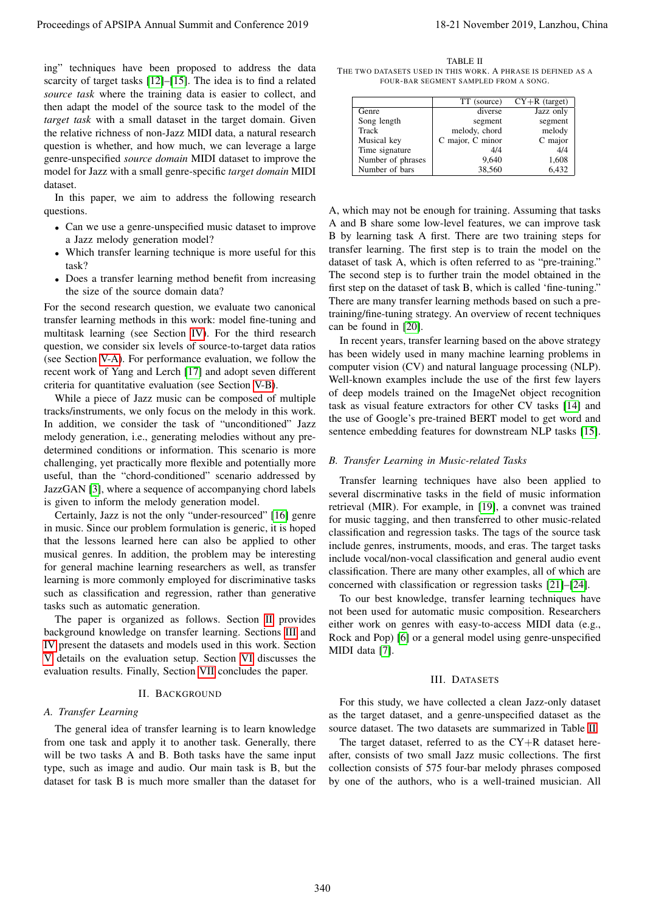ing" techniques have been proposed to address the data scarcity of target tasks [12]–[15]. The idea is to find a related *source task* where the training data is easier to collect, and then adapt the model of the source task to the model of the *target task* with a small dataset in the target domain. Given the relative richness of non-Jazz MIDI data, a natural research question is whether, and how much, we can leverage a large genre-unspecified *source domain* MIDI dataset to improve the model for Jazz with a small genre-specific *target domain* MIDI dataset.

In this paper, we aim to address the following research questions.

- Can we use a genre-unspecified music dataset to improve a Jazz melody generation model?
- Which transfer learning technique is more useful for this task?
- Does a transfer learning method benefit from increasing the size of the source domain data?

For the second research question, we evaluate two canonical transfer learning methods in this work: model fine-tuning and multitask learning (see Section IV). For the third research question, we consider six levels of source-to-target data ratios (see Section V-A). For performance evaluation, we follow the recent work of Yang and Lerch [17] and adopt seven different criteria for quantitative evaluation (see Section V-B).

While a piece of Jazz music can be composed of multiple tracks/instruments, we only focus on the melody in this work. In addition, we consider the task of "unconditioned" Jazz melody generation, i.e., generating melodies without any predetermined conditions or information. This scenario is more challenging, yet practically more flexible and potentially more useful, than the "chord-conditioned" scenario addressed by JazzGAN [3], where a sequence of accompanying chord labels is given to inform the melody generation model.

Certainly, Jazz is not the only "under-resourced" [16] genre in music. Since our problem formulation is generic, it is hoped that the lessons learned here can also be applied to other musical genres. In addition, the problem may be interesting for general machine learning researchers as well, as transfer learning is more commonly employed for discriminative tasks such as classification and regression, rather than generative tasks such as automatic generation.

The paper is organized as follows. Section II provides background knowledge on transfer learning. Sections III and IV present the datasets and models used in this work. Section V details on the evaluation setup. Section VI discusses the evaluation results. Finally, Section VII concludes the paper.

## II. Background

### A. Transfer Learning

The general idea of transfer learning is to learn knowledge from one task and apply it to another task. Generally, there will be two tasks A and B. Both tasks have the same input type, such as image and audio. Our main task is B, but the dataset for task B is much more smaller than the dataset for A, which may not be enough for training. Assuming that tasks A and B share some low-level features, we can improve task B by learning task A first. There are two training steps for transfer learning. The first step is to train the model on the dataset of task A, which is often referred to as "pre-training." The second step is to further train the model obtained in the first step on the dataset of task B, which is called 'fine-tuning." There are many transfer learning methods based on such a pre-training/fine-tuning strategy. An overview of recent techniques can be found in [20].

In recent years, transfer learning based on the above strategy has been widely used in many machine learning problems in computer vision (CV) and natural language processing (NLP). Well-known examples include the use of the first few layers of deep models trained on the ImageNet object recognition task as visual feature extractors for other CV tasks [14] and the use of Google's pre-trained BERT model to get word and sentence embedding features for downstream NLP tasks [15].

### B. Transfer Learning in Music-related Tasks

Transfer learning techniques have also been applied to several discrminative tasks in the field of music information retrieval (MIR). For example, in [19], a convnet was trained for music tagging, and then transferred to other music-related classification and regression tasks. The tags of the source task include genres, instruments, moods, and eras. The target tasks include vocal/non-vocal classification and general audio event classification. There are many other examples, all of which are concerned with classification or regression tasks [21]–[24].

To our best knowledge, transfer learning techniques have not been used for automatic music composition. Researchers either work on genres with easy-to-access MIDI data (e.g., Rock and Pop) [6] or a general model using genre-unspecified MIDI data [7].

## III. Datasets

TABLE II
The two datasets used in this work. A phrase is defined as a four-bar segment sampled from a song.

| | TT (source) | CY+R (target) |
|---|---|---|
| Genre | diverse | Jazz only |
| Song length | segment | segment |
| Track | melody, chord | melody |
| Musical key | C major, C minor | C major |
| Time signature | 4/4 | 4/4 |
| Number of phrases | 9,640 | 1,608 |
| Number of bars | 38,560 | 6,432 |

For this study, we have collected a clean Jazz-only dataset as the target dataset, and a genre-unspecified dataset as the source dataset. The two datasets are summarized in Table II.

The target dataset, referred to as the CY+R dataset hereafter, consists of two small Jazz music collections. The first collection consists of 575 four-bar melody phrases composed by one of the authors, who is a well-trained musician. All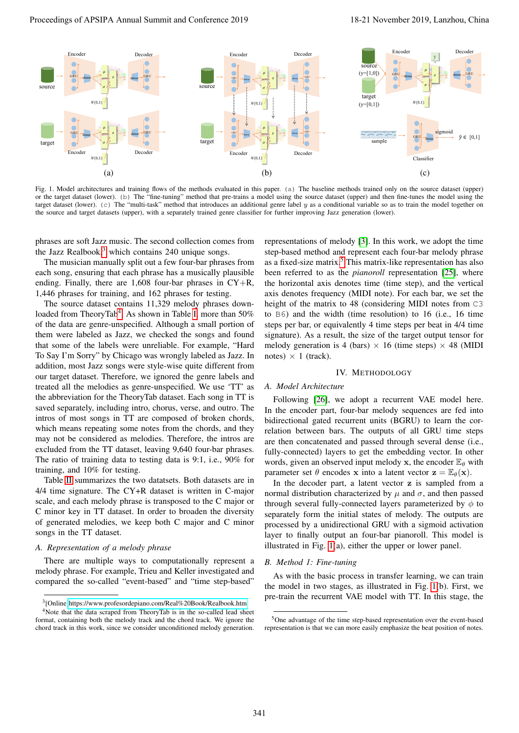Fig. 1. Model architectures and training flows of the methods evaluated in this paper. (a) The baseline methods trained only on the source dataset (upper) or the target dataset (lower). (b) The "fine-tuning" method that pre-trains a model using the source dataset (upper) and then fine-tunes the model using the target dataset (lower). (c) The "multi-task" method that introduces an additional genre label $y$ as a conditional variable so as to train the model together on the source and target datasets (upper), with a separately trained genre classifier for further improving Jazz generation (lower).

phrases are soft Jazz music. The second collection comes from the Jazz Realbook,[3] which contains 240 unique songs.

The musician manually split out a few four-bar phrases from each song, ensuring that each phrase has a musically plausible ending. Finally, there are 1,608 four-bar phrases in CY+R, 1,446 phrases for training, and 162 phrases for testing.

The source dataset contains 11,329 melody phrases downloaded from TheoryTab[4]. As shown in Table I, more than 50% of the data are genre-unspecified. Although a small portion of them were labeled as Jazz, we checked the songs and found that some of the labels were unreliable. For example, "Hard To Say I'm Sorry" by Chicago was wrongly labeled as Jazz. In addition, most Jazz songs were style-wise quite different from our target dataset. Therefore, we ignored the genre labels and treated all the melodies as genre-unspecified. We use 'TT' as the abbreviation for the TheoryTab dataset. Each song in TT is saved separately, including intro, chorus, verse, and outro. The intros of most songs in TT are composed of broken chords, which means repeating some notes from the chords, and they may not be considered as melodies. Therefore, the intros are excluded from the TT dataset, leaving 9,640 four-bar phrases. The ratio of training data to testing data is 9:1, i.e., 90% for training, and 10% for testing.

Table II summarizes the two datatsets. Both datasets are in 4/4 time signature. The CY+R dataset is written in C-major scale, and each melody phrase is transposed to the C major or C minor key in TT dataset. In order to broaden the diversity of generated melodies, we keep both C major and C minor songs in the TT dataset.

### A. Representation of a melody phrase

There are multiple ways to computationally represent a melody phrase. For example, Trieu and Keller investigated and compared the so-called "event-based" and "time step-based" representations of melody [3]. In this work, we adopt the time step-based method and represent each four-bar melody phrase as a fixed-size matrix.[5] This matrix-like representation has also been referred to as the *pianoroll* representation [25], where the horizontal axis denotes time (time step), and the vertical axis denotes frequency (MIDI note). For each bar, we set the height of the matrix to 48 (considering MIDI notes from C3 to B6) and the width (time resolution) to 16 (i.e., 16 time steps per bar, or equivalently 4 time steps per beat in 4/4 time signature). As a result, the size of the target output tensor for melody generation is 4 (bars) × 16 (time steps) × 48 (MIDI notes) × 1 (track).

## IV. Methodology

### A. Model Architecture

Following [26], we adopt a recurrent VAE model here. In the encoder part, four-bar melody sequences are fed into bidirectional gated recurrent units (BGRU) to learn the correlation between bars. The outputs of all GRU time steps are then concatenated and passed through several dense (i.e., fully-connected) layers to get the embedding vector. In other words, given an observed input melody $\mathbf{x}$, the encoder $\mathbb{E}_\theta$ with parameter set $\theta$ encodes $\mathbf{x}$ into a latent vector $\mathbf{z} = \mathbb{E}_\theta(\mathbf{x})$.

In the decoder part, a latent vector $\mathbf{z}$ is sampled from a normal distribution characterized by $\mu$ and $\sigma$, and then passed through several fully-connected layers parameterized by $\phi$ to separately form the initial states of melody. The outputs are processed by a unidirectional GRU with a sigmoid activation layer to finally output an four-bar pianoroll. This model is illustrated in Fig. 1(a), either the upper or lower panel.

### B. Method 1: Fine-tuning

As with the basic process in transfer learning, we can train the model in two stages, as illustrated in Fig. 1(b). First, we pre-train the recurrent VAE model with TT. In this stage, the

[3][Online] https://www.profesordepiano.com/Real%20Book/Realbook.htm

[4]Note that the data scraped from TheoryTab is in the so-called lead sheet format, containing both the melody track and the chord track. We ignore the chord track in this work, since we consider unconditioned melody generation.

[5]One advantage of the time step-based representation over the event-based representation is that we can more easily emphasize the beat position of notes.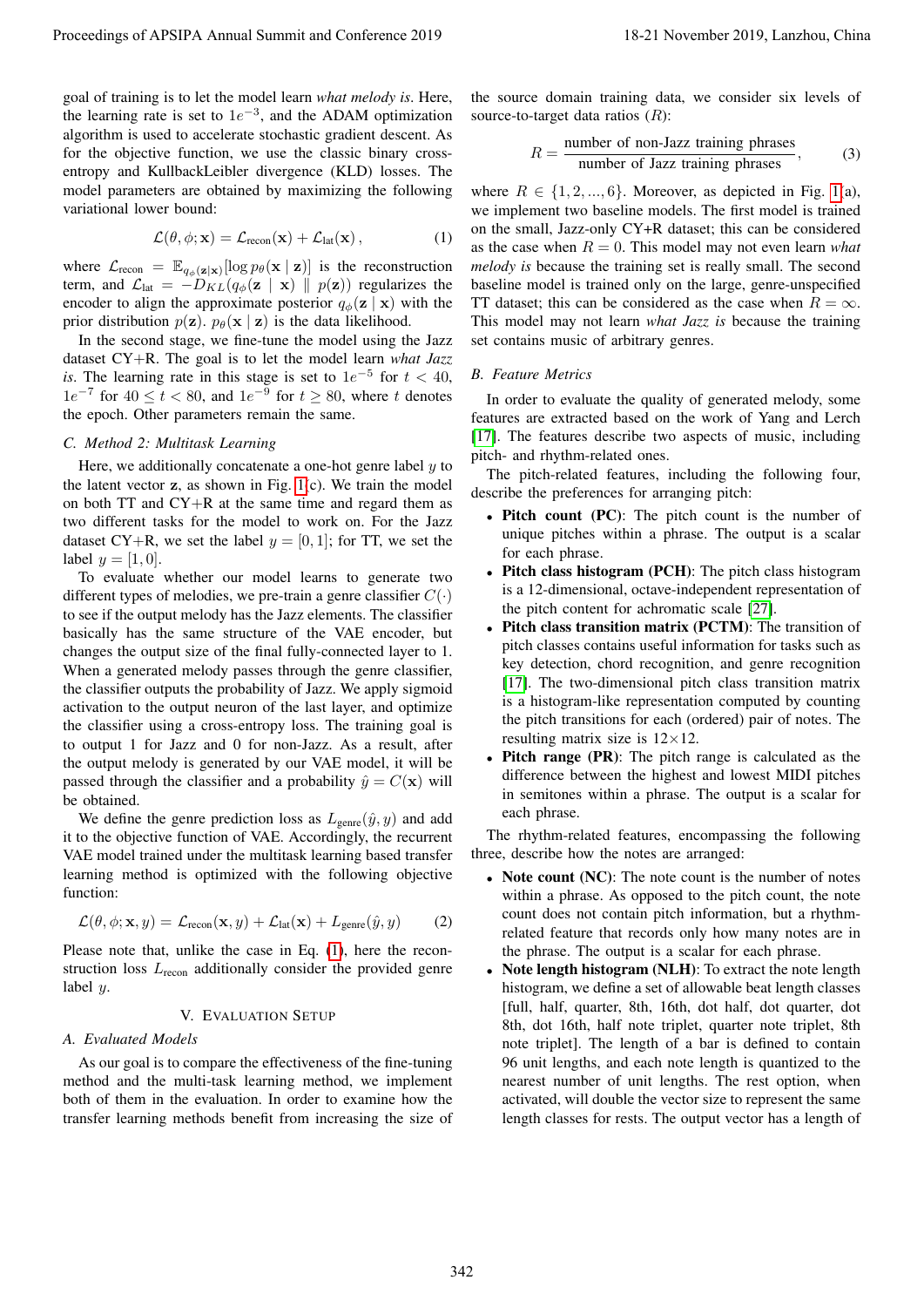goal of training is to let the model learn *what melody is*. Here, the learning rate is set to $1e^{-3}$, and the ADAM optimization algorithm is used to accelerate stochastic gradient descent. As for the objective function, we use the classic binary cross-entropy and KullbackLeibler divergence (KLD) losses. The model parameters are obtained by maximizing the following variational lower bound:

$$\mathcal{L}(\theta, \phi; \mathbf{x}) = \mathcal{L}_{\text{recon}}(\mathbf{x}) + \mathcal{L}_{\text{lat}}(\mathbf{x}), \tag{1}$$

where $\mathcal{L}_{\text{recon}} = \mathbb{E}_{q_\phi(\mathbf{z}|\mathbf{x})}[\log p_\theta(\mathbf{x} \mid \mathbf{z})]$ is the reconstruction term, and $\mathcal{L}_{\text{lat}} = -D_{KL}(q_\phi(\mathbf{z} \mid \mathbf{x}) \parallel p(\mathbf{z}))$ regularizes the encoder to align the approximate posterior $q_\phi(\mathbf{z} \mid \mathbf{x})$ with the prior distribution $p(\mathbf{z})$. $p_\theta(\mathbf{x} \mid \mathbf{z})$ is the data likelihood.

In the second stage, we fine-tune the model using the Jazz dataset CY+R. The goal is to let the model learn *what Jazz is*. The learning rate in this stage is set to $1e^{-5}$ for $t < 40$, $1e^{-7}$ for $40 \leq t < 80$, and $1e^{-9}$ for $t \geq 80$, where $t$ denotes the epoch. Other parameters remain the same.

### C. Method 2: Multitask Learning

Here, we additionally concatenate a one-hot genre label $y$ to the latent vector $\mathbf{z}$, as shown in Fig. 1(c). We train the model on both TT and CY+R at the same time and regard them as two different tasks for the model to work on. For the Jazz dataset CY+R, we set the label $y = [0, 1]$; for TT, we set the label $y = [1, 0]$.

To evaluate whether our model learns to generate two different types of melodies, we pre-train a genre classifier $C(\cdot)$ to see if the output melody has the Jazz elements. The classifier basically has the same structure of the VAE encoder, but changes the output size of the final fully-connected layer to 1. When a generated melody passes through the genre classifier, the classifier outputs the probability of Jazz. We apply sigmoid activation to the output neuron of the last layer, and optimize the classifier using a cross-entropy loss. The training goal is to output 1 for Jazz and 0 for non-Jazz. As a result, after the output melody is generated by our VAE model, it will be passed through the classifier and a probability $\hat{y} = C(\mathbf{x})$ will be obtained.

We define the genre prediction loss as $L_{\text{genre}}(\hat{y}, y)$ and add it to the objective function of VAE. Accordingly, the recurrent VAE model trained under the multitask learning based transfer learning method is optimized with the following objective function:

$$\mathcal{L}(\theta, \phi; \mathbf{x}, y) = \mathcal{L}_{\text{recon}}(\mathbf{x}, y) + \mathcal{L}_{\text{lat}}(\mathbf{x}) + L_{\text{genre}}(\hat{y}, y) \tag{2}$$

Please note that, unlike the case in Eq. (1), here the reconstruction loss $L_{\text{recon}}$ additionally consider the provided genre label $y$.

## V. Evaluation Setup

### A. Evaluated Models

As our goal is to compare the effectiveness of the fine-tuning method and the multi-task learning method, we implement both of them in the evaluation. In order to examine how the transfer learning methods benefit from increasing the size of the source domain training data, we consider six levels of source-to-target data ratios ($R$):

$$R = \frac{\text{number of non-Jazz training phrases}}{\text{number of Jazz training phrases}}, \tag{3}$$

where $R \in \{1, 2, ..., 6\}$. Moreover, as depicted in Fig. 1(a), we implement two baseline models. The first model is trained on the small, Jazz-only CY+R dataset; this can be considered as the case when $R = 0$. This model may not even learn *what melody is* because the training set is really small. The second baseline model is trained only on the large, genre-unspecified TT dataset; this can be considered as the case when $R = \infty$. This model may not learn *what Jazz is* because the training set contains music of arbitrary genres.

### B. Feature Metrics

In order to evaluate the quality of generated melody, some features are extracted based on the work of Yang and Lerch [17]. The features describe two aspects of music, including pitch- and rhythm-related ones.

The pitch-related features, including the following four, describe the preferences for arranging pitch:

- **Pitch count (PC)**: The pitch count is the number of unique pitches within a phrase. The output is a scalar for each phrase.
- **Pitch class histogram (PCH)**: The pitch class histogram is a 12-dimensional, octave-independent representation of the pitch content for achromatic scale [27].
- **Pitch class transition matrix (PCTM)**: The transition of pitch classes contains useful information for tasks such as key detection, chord recognition, and genre recognition [17]. The two-dimensional pitch class transition matrix is a histogram-like representation computed by counting the pitch transitions for each (ordered) pair of notes. The resulting matrix size is 12×12.
- **Pitch range (PR)**: The pitch range is calculated as the difference between the highest and lowest MIDI pitches in semitones within a phrase. The output is a scalar for each phrase.

The rhythm-related features, encompassing the following three, describe how the notes are arranged:

- **Note count (NC)**: The note count is the number of notes within a phrase. As opposed to the pitch count, the note count does not contain pitch information, but a rhythm-related feature that records only how many notes are in the phrase. The output is a scalar for each phrase.
- **Note length histogram (NLH)**: To extract the note length histogram, we define a set of allowable beat length classes [full, half, quarter, 8th, 16th, dot half, dot quarter, dot 8th, dot 16th, half note triplet, quarter note triplet, 8th note triplet]. The length of a bar is defined to contain 96 unit lengths, and each note length is quantized to the nearest number of unit lengths. The rest option, when activated, will double the vector size to represent the same length classes for rests. The output vector has a length of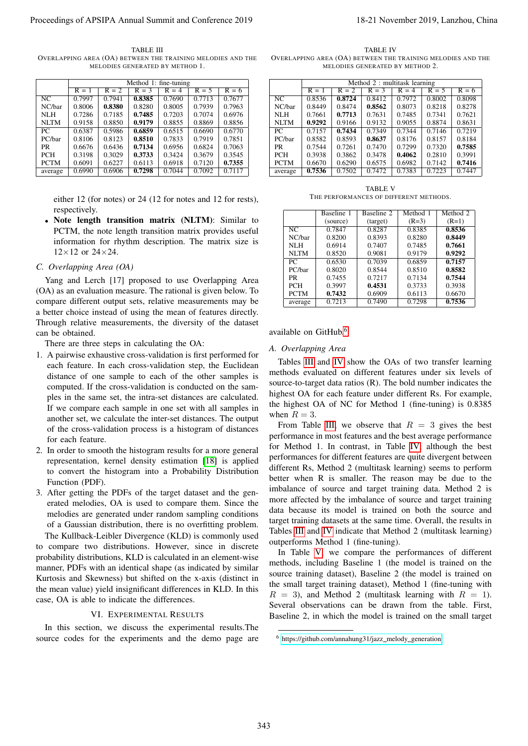TABLE III
OVERLAPPING AREA (OA) BETWEEN THE TRAINING MELODIES AND THE MELODIES GENERATED BY METHOD 1.

| | Method 1: fine-tuning | | | | | |
|---|---|---|---|---|---|---|
| | R = 1 | R = 2 | R = 3 | R = 4 | R = 5 | R = 6 |
| NC | 0.7997 | 0.7941 | **0.8385** | 0.7690 | 0.7713 | 0.7677 |
| NC/bar | 0.8006 | **0.8380** | 0.8280 | 0.8005 | 0.7939 | 0.7963 |
| NLH | 0.7286 | 0.7185 | **0.7485** | 0.7203 | 0.7074 | 0.6976 |
| NLTM | 0.9158 | 0.8850 | **0.9179** | 0.8855 | 0.8869 | 0.8856 |
| PC | 0.6387 | 0.5986 | **0.6859** | 0.6515 | 0.6690 | 0.6770 |
| PC/bar | 0.8106 | 0.8123 | **0.8510** | 0.7833 | 0.7919 | 0.7851 |
| PR | 0.6676 | 0.6436 | **0.7134** | 0.6956 | 0.6824 | 0.7063 |
| PCH | 0.3198 | 0.3029 | **0.3733** | 0.3424 | 0.3679 | 0.3545 |
| PCTM | 0.6091 | 0.6227 | 0.6113 | 0.6918 | 0.7120 | **0.7355** |
| average | 0.6990 | 0.6906 | **0.7298** | 0.7044 | 0.7092 | 0.7117 |

either 12 (for notes) or 24 (12 for notes and 12 for rests), respectively.

- **Note length transition matrix (NLTM)**: Similar to PCTM, the note length transition matrix provides useful information for rhythm description. The matrix size is 12×12 or 24×24.

### C. Overlapping Area (OA)

Yang and Lerch [17] proposed to use Overlapping Area (OA) as an evaluation measure. The rational is given below. To compare different output sets, relative measurements may be a better choice instead of using the mean of features directly. Through relative measurements, the diversity of the dataset can be obtained.

There are three steps in calculating the OA:

1. A pairwise exhaustive cross-validation is first performed for each feature. In each cross-validation step, the Euclidean distance of one sample to each of the other samples is computed. If the cross-validation is conducted on the samples in the same set, the intra-set distances are calculated. If we compare each sample in one set with all samples in another set, we calculate the inter-set distances. The output of the cross-validation process is a histogram of distances for each feature.
2. In order to smooth the histogram results for a more general representation, kernel density estimation [18] is applied to convert the histogram into a Probability Distribution Function (PDF).
3. After getting the PDFs of the target dataset and the generated melodies, OA is used to compare them. Since the melodies are generated under random sampling conditions of a Gaussian distribution, there is no overfitting problem.

The Kullback-Leibler Divergence (KLD) is commonly used to compare two distributions. However, since in discrete probability distributions, KLD is calculated in an element-wise manner, PDFs with an identical shape (as indicated by similar Kurtosis and Skewness) but shifted on the x-axis (distinct in the mean value) yield insignificant differences in KLD. In this case, OA is able to indicate the differences.

## VI. EXPERIMENTAL RESULTS

In this section, we discuss the experimental results.The source codes for the experiments and the demo page are available on GitHub.[6]

TABLE IV
OVERLAPPING AREA (OA) BETWEEN THE TRAINING MELODIES AND THE MELODIES GENERATED BY METHOD 2.

| | Method 2 : multitask learning | | | | | |
|---|---|---|---|---|---|---|
| | R = 1 | R = 2 | R = 3 | R = 4 | R = 5 | R = 6 |
| NC | 0.8536 | **0.8724** | 0.8412 | 0.7972 | 0.8002 | 0.8098 |
| NC/bar | 0.8449 | 0.8474 | **0.8562** | 0.8073 | 0.8218 | 0.8278 |
| NLH | 0.7661 | **0.7713** | 0.7631 | 0.7485 | 0.7341 | 0.7621 |
| NLTM | **0.9292** | 0.9166 | 0.9132 | 0.9055 | 0.8874 | 0.8631 |
| PC | 0.7157 | **0.7434** | 0.7349 | 0.7344 | 0.7146 | 0.7219 |
| PC/bar | 0.8582 | 0.8593 | **0.8637** | 0.8176 | 0.8157 | 0.8184 |
| PR | 0.7544 | 0.7261 | 0.7470 | 0.7299 | 0.7320 | **0.7585** |
| PCH | 0.3938 | 0.3862 | 0.3478 | **0.4062** | 0.2810 | 0.3991 |
| PCTM | 0.6670 | 0.6290 | 0.6575 | 0.6982 | 0.7142 | **0.7416** |
| average | **0.7536** | 0.7502 | 0.7472 | 0.7383 | 0.7223 | 0.7447 |

TABLE V
THE PERFORMANCES OF DIFFERENT METHODS.

| | Baseline 1 (source) | Baseline 2 (target) | Method 1 (R=3) | Method 2 (R=1) |
|---|---|---|---|---|
| NC | 0.7847 | 0.8287 | 0.8385 | **0.8536** |
| NC/bar | 0.8200 | 0.8393 | 0.8280 | **0.8449** |
| NLH | 0.6914 | 0.7407 | 0.7485 | **0.7661** |
| NLTM | 0.8520 | 0.9081 | 0.9179 | **0.9292** |
| PC | 0.6530 | 0.7039 | 0.6859 | **0.7157** |
| PC/bar | 0.8020 | 0.8544 | 0.8510 | **0.8582** |
| PR | 0.7455 | 0.7217 | 0.7134 | **0.7544** |
| PCH | 0.3997 | **0.4531** | 0.3733 | 0.3938 |
| PCTM | **0.7432** | 0.6909 | 0.6113 | 0.6670 |
| average | 0.7213 | 0.7490 | 0.7298 | **0.7536** |

### A. Overlapping Area

Tables III and IV show the OAs of two transfer learning methods evaluated on different features under six levels of source-to-target data ratios (R). The bold number indicates the highest OA for each feature under different Rs. For example, the highest OA of NC for Method 1 (fine-tuning) is 0.8385 when $R = 3$.

From Table III, we observe that $R = 3$ gives the best performance in most features and the best average performance for Method 1. In contrast, in Table IV, although the best performances for different features are quite divergent between different Rs, Method 2 (multitask learning) seems to perform better when R is smaller. The reason may be due to the imbalance of source and target training data. Method 2 is more affected by the imbalance of source and target training data because its model is trained on both the source and target training datasets at the same time. Overall, the results in Tables III and IV indicate that Method 2 (multitask learning) outperforms Method 1 (fine-tuning).

In Table V, we compare the performances of different methods, including Baseline 1 (the model is trained on the source training dataset), Baseline 2 (the model is trained on the small target training dataset), Method 1 (fine-tuning with $R = 3$), and Method 2 (multitask learning with $R = 1$). Several observations can be drawn from the table. First, Baseline 2, in which the model is trained on the small target

[6] https://github.com/annahung31/jazz_melody_generation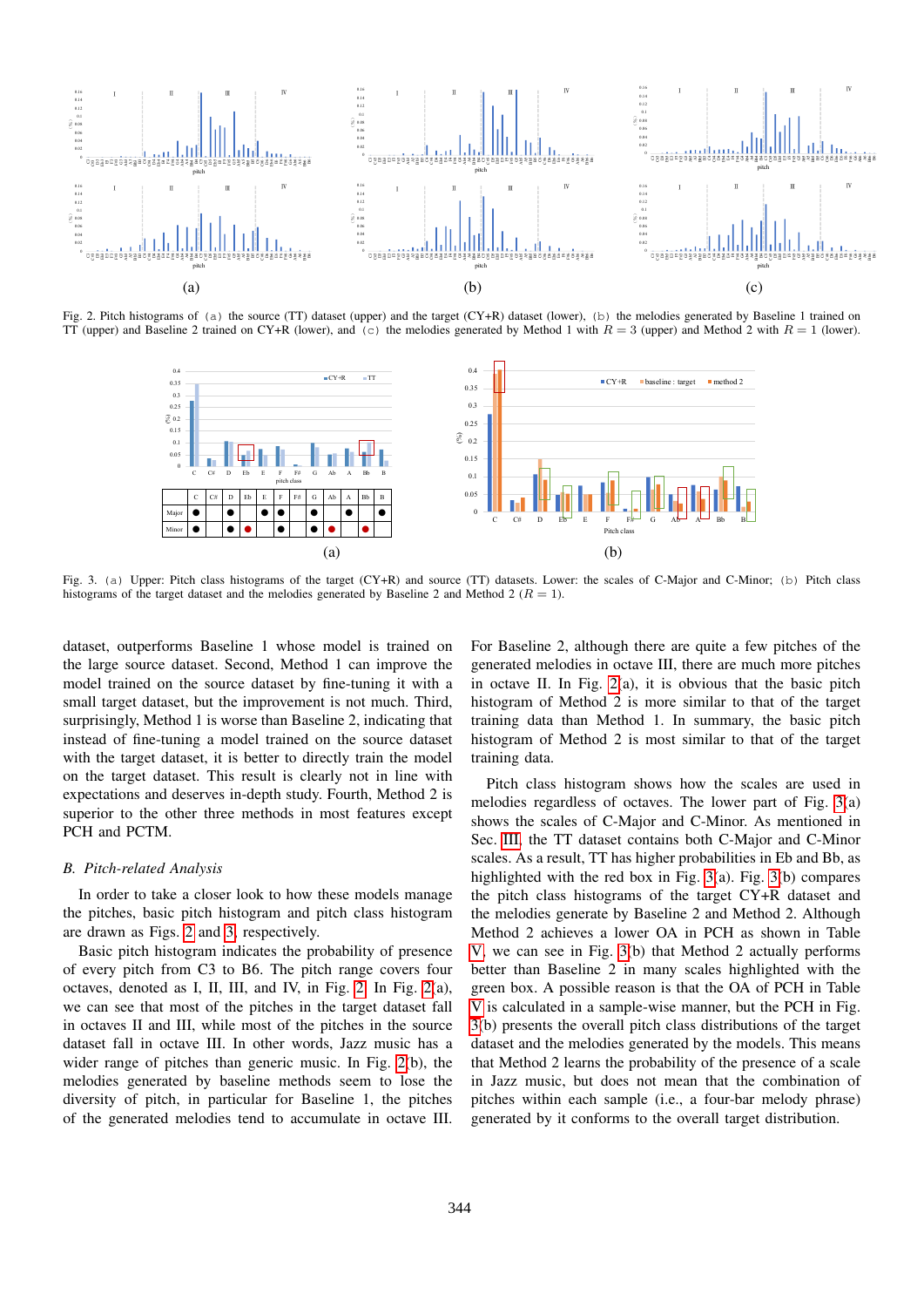Fig. 2. Pitch histograms of (a) the source (TT) dataset (upper) and the target (CY+R) dataset (lower), (b) the melodies generated by Baseline 1 trained on TT (upper) and Baseline 2 trained on CY+R (lower), and (c) the melodies generated by Method 1 with $R = 3$ (upper) and Method 2 with $R = 1$ (lower).

| | C | C# | D | Eb | E | F | F# | G | Ab | A | Bb | B |
|---|---|---|---|---|---|---|---|---|---|---|---|---|
| Major | ● | | ● | | ● | ● | | ● | | ● | | ● |
| Minor | ● | | ● | ● | | ● | | ● | ● | | ● | |

Fig. 3. (a) Upper: Pitch class histograms of the target (CY+R) and source (TT) datasets. Lower: the scales of C-Major and C-Minor; (b) Pitch class histograms of the target dataset and the melodies generated by Baseline 2 and Method 2 ($R = 1$).

dataset, outperforms Baseline 1 whose model is trained on the large source dataset. Second, Method 1 can improve the model trained on the source dataset by fine-tuning it with a small target dataset, but the improvement is not much. Third, surprisingly, Method 1 is worse than Baseline 2, indicating that instead of fine-tuning a model trained on the source dataset with the target dataset, it is better to directly train the model on the target dataset. This result is clearly not in line with expectations and deserves in-depth study. Fourth, Method 2 is superior to the other three methods in most features except PCH and PCTM.

### B. Pitch-related Analysis

In order to take a closer look to how these models manage the pitches, basic pitch histogram and pitch class histogram are drawn as Figs. 2 and 3, respectively.

Basic pitch histogram indicates the probability of presence of every pitch from C3 to B6. The pitch range covers four octaves, denoted as I, II, III, and IV, in Fig. 2. In Fig. 2(a), we can see that most of the pitches in the target dataset fall in octaves II and III, while most of the pitches in the source dataset fall in octave III. In other words, Jazz music has a wider range of pitches than generic music. In Fig. 2(b), the melodies generated by baseline methods seem to lose the diversity of pitch, in particular for Baseline 1, the pitches of the generated melodies tend to accumulate in octave III. For Baseline 2, although there are quite a few pitches of the generated melodies in octave III, there are much more pitches in octave II. In Fig. 2(a), it is obvious that the basic pitch histogram of Method 2 is more similar to that of the target training data than Method 1. In summary, the basic pitch histogram of Method 2 is most similar to that of the target training data.

Pitch class histogram shows how the scales are used in melodies regardless of octaves. The lower part of Fig. 3(a) shows the scales of C-Major and C-Minor. As mentioned in Sec. III, the TT dataset contains both C-Major and C-Minor scales. As a result, TT has higher probabilities in Eb and Bb, as highlighted with the red box in Fig. 3(a). Fig. 3(b) compares the pitch class histograms of the target CY+R dataset and the melodies generate by Baseline 2 and Method 2. Although Method 2 achieves a lower OA in PCH as shown in Table V, we can see in Fig. 3(b) that Method 2 actually performs better than Baseline 2 in many scales highlighted with the green box. A possible reason is that the OA of PCH in Table V is calculated in a sample-wise manner, but the PCH in Fig. 3(b) presents the overall pitch class distributions of the target dataset and the melodies generated by the models. This means that Method 2 learns the probability of the presence of a scale in Jazz music, but does not mean that the combination of pitches within each sample (i.e., a four-bar melody phrase) generated by it conforms to the overall target distribution.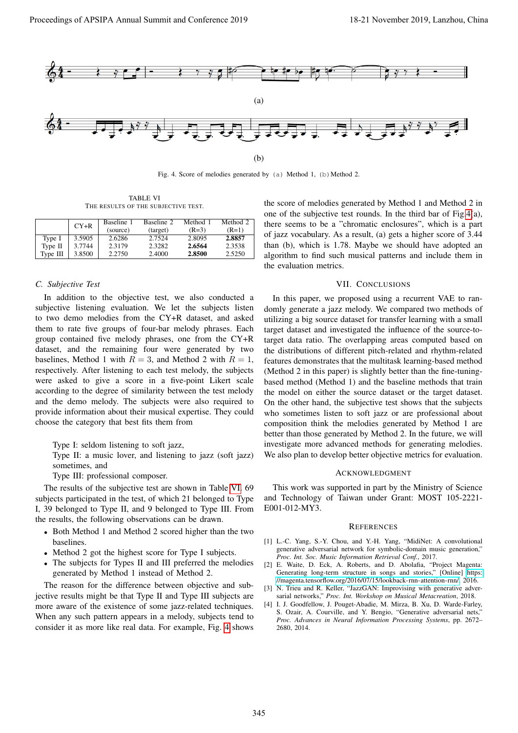(a)

(b)

Fig. 4. Score of melodies generated by (a) Method 1, (b) Method 2.

TABLE VI
THE RESULTS OF THE SUBJECTIVE TEST.

| | CY+R | Baseline 1 (source) | Baseline 2 (target) | Method 1 (R=3) | Method 2 (R=1) |
|---|---|---|---|---|---|
| Type I | 3.5905 | 2.6286 | 2.7524 | 2.8095 | **2.8857** |
| Type II | 3.7744 | 2.3179 | 2.3282 | **2.6564** | 2.3538 |
| Type III | 3.8500 | 2.2750 | 2.4000 | **2.8500** | 2.5250 |

### C. Subjective Test

In addition to the objective test, we also conducted a subjective listening evaluation. We let the subjects listen to two demo melodies from the CY+R dataset, and asked them to rate five groups of four-bar melody phrases. Each group contained five melody phrases, one from the CY+R dataset, and the remaining four were generated by two baselines, Method 1 with $R = 3$, and Method 2 with $R = 1$, respectively. After listening to each test melody, the subjects were asked to give a score in a five-point Likert scale according to the degree of similarity between the test melody and the demo melody. The subjects were also required to provide information about their musical expertise. They could choose the category that best fits them from

Type I: seldom listening to soft jazz,

Type II: a music lover, and listening to jazz (soft jazz) sometimes, and

Type III: professional composer.

The results of the subjective test are shown in Table VI. 69 subjects participated in the test, of which 21 belonged to Type I, 39 belonged to Type II, and 9 belonged to Type III. From the results, the following observations can be drawn.

- Both Method 1 and Method 2 scored higher than the two baselines.
- Method 2 got the highest score for Type I subjects.
- The subjects for Types II and III preferred the melodies generated by Method 1 instead of Method 2.

The reason for the difference between objective and subjective results might be that Type II and Type III subjects are more aware of the existence of some jazz-related techniques. When any such pattern appears in a melody, subjects tend to consider it as more like real data. For example, Fig. 4 shows the score of melodies generated by Method 1 and Method 2 in one of the subjective test rounds. In the third bar of Fig.4(a), there seems to be a "chromatic enclosures", which is a part of jazz vocabulary. As a result, (a) gets a higher score of 3.44 than (b), which is 1.78. Maybe we should have adopted an algorithm to find such musical patterns and include them in the evaluation metrics.

## VII. CONCLUSIONS

In this paper, we proposed using a recurrent VAE to randomly generate a jazz melody. We compared two methods of utilizing a big source dataset for transfer learning with a small target dataset and investigated the influence of the source-to-target data ratio. The overlapping areas computed based on the distributions of different pitch-related and rhythm-related features demonstrates that the multitask learning-based method (Method 2 in this paper) is slightly better than the fine-tuning-based method (Method 1) and the baseline methods that train the model on either the source dataset or the target dataset. On the other hand, the subjective test shows that the subjects who sometimes listen to soft jazz or are professional about composition think the melodies generated by Method 1 are better than those generated by Method 2. In the future, we will investigate more advanced methods for generating melodies. We also plan to develop better objective metrics for evaluation.

## ACKNOWLEDGMENT

This work was supported in part by the Ministry of Science and Technology of Taiwan under Grant: MOST 105-2221-E001-012-MY3.

## REFERENCES

[1] L.-C. Yang, S.-Y. Chou, and Y.-H. Yang, "MidiNet: A convolutional generative adversarial network for symbolic-domain music generation," *Proc. Int. Soc. Music Information Retrieval Conf.*, 2017.

[2] E. Waite, D. Eck, A. Roberts, and D. Abolafia, "Project Magenta: Generating long-term structure in songs and stories," [Online] https://magenta.tensorflow.org/2016/07/15/lookback-rnn-attention-rnn/, 2016.

[3] N. Trieu and R. Keller, "JazzGAN: Improvising with generative adversarial networks," *Proc. Int. Workshop on Musical Metacreation*, 2018.

[4] I. J. Goodfellow, J. Pouget-Abadie, M. Mirza, B. Xu, D. Warde-Farley, S. Ozair, A. Courville, and Y. Bengio, "Generative adversarial nets," *Proc. Advances in Neural Information Processing Systems*, pp. 2672–2680, 2014.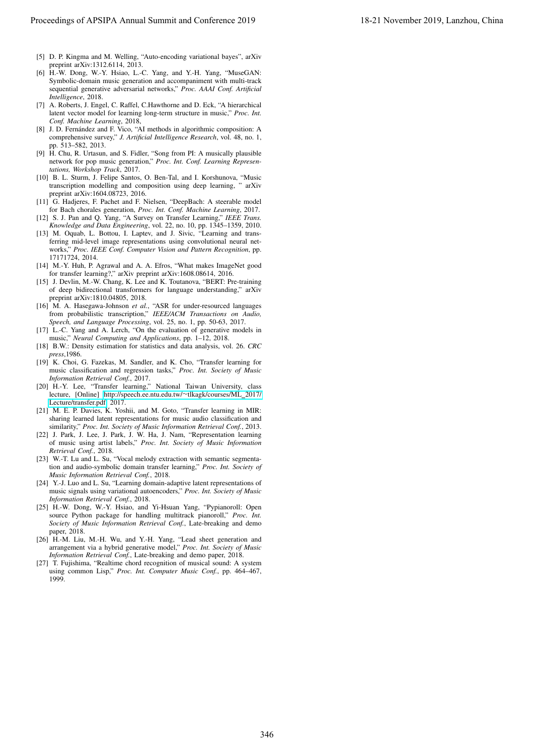[5] D. P. Kingma and M. Welling, "Auto-encoding variational bayes", arXiv preprint arXiv:1312.6114, 2013.

[6] H.-W. Dong, W.-Y. Hsiao, L.-C. Yang, and Y.-H. Yang, "MuseGAN: Symbolic-domain music generation and accompaniment with multi-track sequential generative adversarial networks," *Proc. AAAI Conf. Artificial Intelligence*, 2018.

[7] A. Roberts, J. Engel, C. Raffel, C.Hawthorne and D. Eck, "A hierarchical latent vector model for learning long-term structure in music," *Proc. Int. Conf. Machine Learning*, 2018,

[8] J. D. Fernández and F. Vico, "AI methods in algorithmic composition: A comprehensive survey," *J. Artificial Intelligence Research*, vol. 48, no. 1, pp. 513–582, 2013.

[9] H. Chu, R. Urtasun, and S. Fidler, "Song from PI: A musically plausible network for pop music generation," *Proc. Int. Conf. Learning Representations, Workshop Track*, 2017.

[10] B. L. Sturm, J. Felipe Santos, O. Ben-Tal, and I. Korshunova, "Music transcription modelling and composition using deep learning, " arXiv preprint arXiv:1604.08723, 2016.

[11] G. Hadjeres, F. Pachet and F. Nielsen, "DeepBach: A steerable model for Bach chorales generation, *Proc. Int. Conf. Machine Learning*, 2017.

[12] S. J. Pan and Q. Yang, "A Survey on Transfer Learning," *IEEE Trans. Knowledge and Data Engineering*, vol. 22, no. 10, pp. 1345–1359, 2010.

[13] M. Oquab, L. Bottou, I. Laptev, and J. Sivic, "Learning and transferring mid-level image representations using convolutional neural networks," *Proc. IEEE Conf. Computer Vision and Pattern Recognition*, pp. 17171724, 2014.

[14] M.-Y. Huh, P. Agrawal and A. A. Efros, "What makes ImageNet good for transfer learning?," arXiv preprint arXiv:1608.08614, 2016.

[15] J. Devlin, M.-W. Chang, K. Lee and K. Toutanova, "BERT: Pre-training of deep bidirectional transformers for language understanding," arXiv preprint arXiv:1810.04805, 2018.

[16] M. A. Hasegawa-Johnson *et al.*, "ASR for under-resourced languages from probabilistic transcription," *IEEE/ACM Transactions on Audio, Speech, and Language Processing*, vol. 25, no. 1, pp. 50-63, 2017.

[17] L.-C. Yang and A. Lerch, "On the evaluation of generative models in music," *Neural Computing and Applications*, pp. 1–12, 2018.

[18] B.W.: Density estimation for statistics and data analysis, vol. 26. *CRC press*,1986.

[19] K. Choi, G. Fazekas, M. Sandler, and K. Cho, "Transfer learning for music classification and regression tasks," *Proc. Int. Society of Music Information Retrieval Conf.*, 2017.

[20] H.-Y. Lee, "Transfer learning," National Taiwan University, class lecture, [Online] http://speech.ee.ntu.edu.tw/~tlkagk/courses/ML_2017/Lecture/transfer.pdf, 2017.

[21] M. E. P. Davies, K. Yoshii, and M. Goto, "Transfer learning in MIR: sharing learned latent representations for music audio classification and similarity," *Proc. Int. Society of Music Information Retrieval Conf.*, 2013.

[22] J. Park, J. Lee, J. Park, J. W. Ha, J. Nam, "Representation learning of music using artist labels," *Proc. Int. Society of Music Information Retrieval Conf.*, 2018.

[23] W.-T. Lu and L. Su, "Vocal melody extraction with semantic segmentation and audio-symbolic domain transfer learning," *Proc. Int. Society of Music Information Retrieval Conf.*, 2018.

[24] Y.-J. Luo and L. Su, "Learning domain-adaptive latent representations of music signals using variational autoencoders," *Proc. Int. Society of Music Information Retrieval Conf.*, 2018.

[25] H.-W. Dong, W.-Y. Hsiao, and Yi-Hsuan Yang, "Pypianoroll: Open source Python package for handling multitrack pianoroll," *Proc. Int. Society of Music Information Retrieval Conf.*, Late-breaking and demo paper, 2018.

[26] H.-M. Liu, M.-H. Wu, and Y.-H. Yang, "Lead sheet generation and arrangement via a hybrid generative model," *Proc. Int. Society of Music Information Retrieval Conf.*, Late-breaking and demo paper, 2018.

[27] T. Fujishima, "Realtime chord recognition of musical sound: A system using common Lisp," *Proc. Int. Computer Music Conf.*, pp. 464–467, 1999.